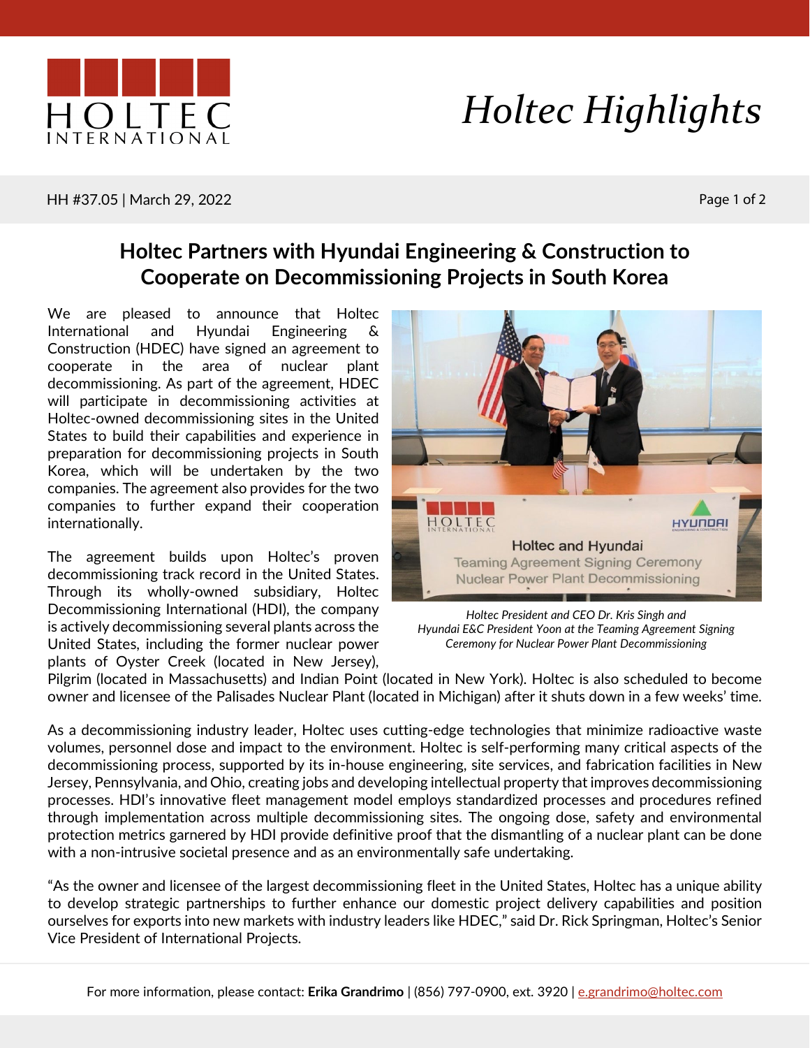# Holtec Highlights

HH #37.05 | March 29, 2022

## Holtec Partners with Hyundai Engineering & Construction to Cooperate on Decommissioning Projects in South Korea

We are pleased to announce that Holtec International and Hyundai Engineering & Construction (HDEC) have signed an agreement to cooperate in the area of nuclear plant decommissioning. As part of the agreement, HDEC will participate in decommissioning activities at Holtec-owned decommissioning sites in the United States to build their capabilities and experience in preparation for decommissioning projects in South Korea, which will be undertaken by the two companies. The agreement also provides for the two companies to further expand their cooperation internationally.

*Holtec President and CEO Dr. Kris Singh and Hyundai E&C President Yoon at the Teaming Agreement Signing Ceremony for Nuclear Power Plant Decommissioning*

The agreement builds upon Holtec's proven decommissioning track record in the United States. Through its wholly-owned subsidiary, Holtec Decommissioning International (HDI), the company is actively decommissioning several plants across the United States, including the former nuclear power plants of Oyster Creek (located in New Jersey), Pilgrim (located in Massachusetts) and Indian Point (located in New York). Holtec is also scheduled to become owner and licensee of the Palisades Nuclear Plant (located in Michigan) after it shuts down in a few weeks' time.

As a decommissioning industry leader, Holtec uses cutting-edge technologies that minimize radioactive waste volumes, personnel dose and impact to the environment. Holtec is self-performing many critical aspects of the decommissioning process, supported by its in-house engineering, site services, and fabrication facilities in New Jersey, Pennsylvania, and Ohio, creating jobs and developing intellectual property that improves decommissioning processes. HDI's innovative fleet management model employs standardized processes and procedures refined through implementation across multiple decommissioning sites. The ongoing dose, safety and environmental protection metrics garnered by HDI provide definitive proof that the dismantling of a nuclear plant can be done with a non-intrusive societal presence and as an environmentally safe undertaking.

"As the owner and licensee of the largest decommissioning fleet in the United States, Holtec has a unique ability to develop strategic partnerships to further enhance our domestic project delivery capabilities and position ourselves for exports into new markets with industry leaders like HDEC," said Dr. Rick Springman, Holtec's Senior Vice President of International Projects.

For more information, please contact: **Erika Grandrimo** | (856) 797-0900, ext. 3920 | e.grandrimo@holtec.com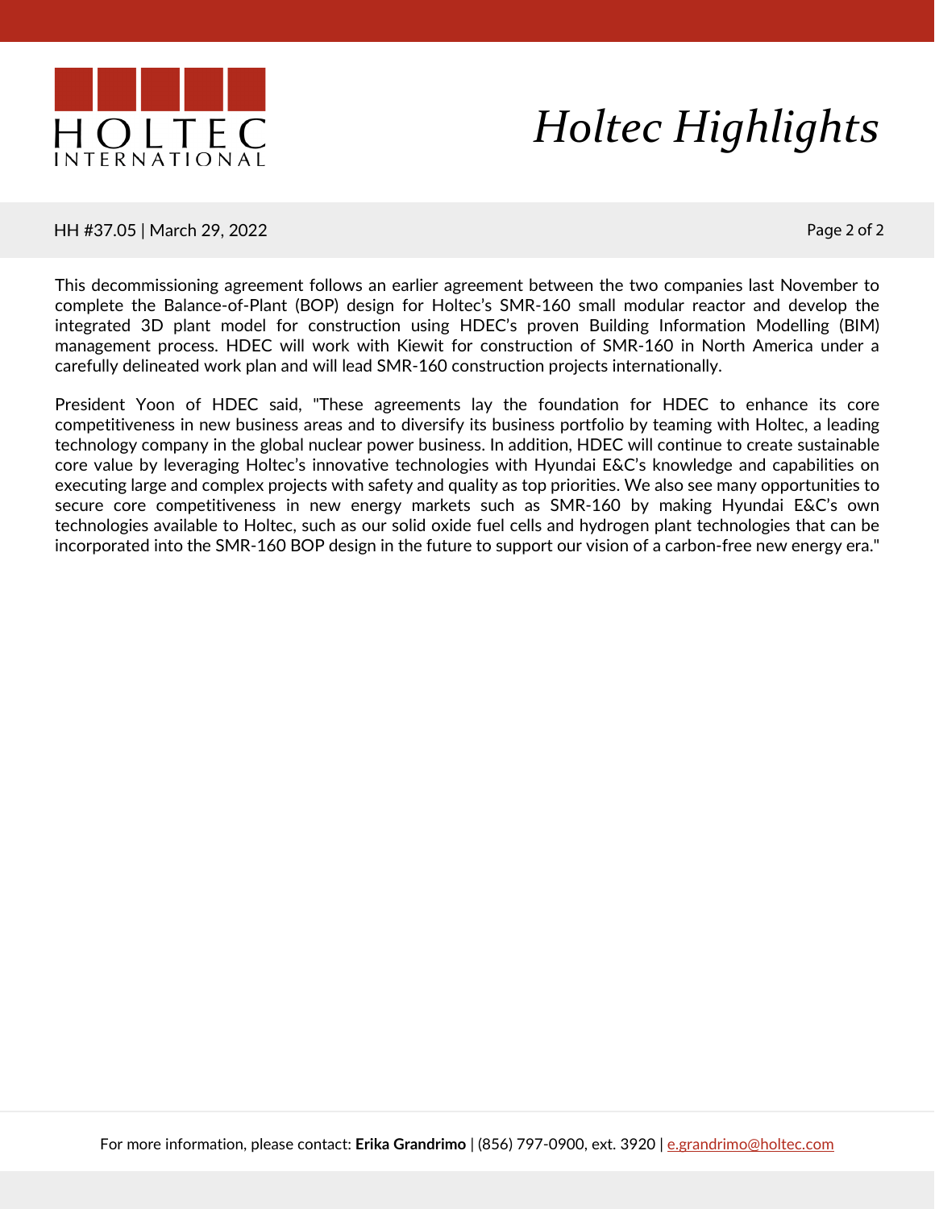This decommissioning agreement follows an earlier agreement between the two companies last November to complete the Balance-of-Plant (BOP) design for Holtec's SMR-160 small modular reactor and develop the integrated 3D plant model for construction using HDEC's proven Building Information Modelling (BIM) management process. HDEC will work with Kiewit for construction of SMR-160 in North America under a carefully delineated work plan and will lead SMR-160 construction projects internationally.

President Yoon of HDEC said, "These agreements lay the foundation for HDEC to enhance its core competitiveness in new business areas and to diversify its business portfolio by teaming with Holtec, a leading technology company in the global nuclear power business. In addition, HDEC will continue to create sustainable core value by leveraging Holtec's innovative technologies with Hyundai E&C's knowledge and capabilities on executing large and complex projects with safety and quality as top priorities. We also see many opportunities to secure core competitiveness in new energy markets such as SMR-160 by making Hyundai E&C's own technologies available to Holtec, such as our solid oxide fuel cells and hydrogen plant technologies that can be incorporated into the SMR-160 BOP design in the future to support our vision of a carbon-free new energy era."

For more information, please contact: **Erika Grandrimo** | (856) 797-0900, ext. 3920 | e.grandrimo@holtec.com